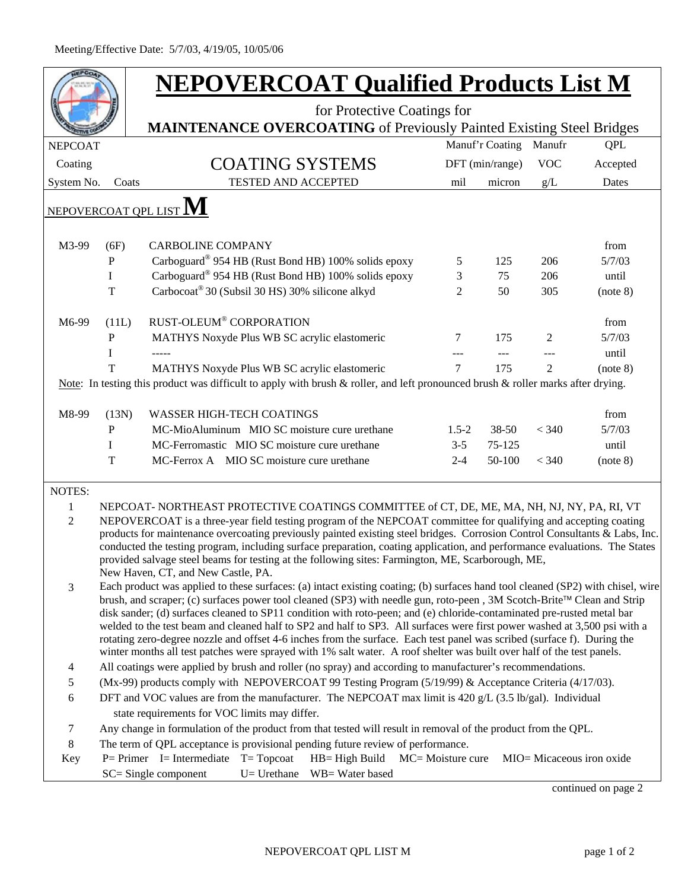Meeting/Effective Date: 5/7/03, 4/19/05, 10/05/06

# NEPOVERCOAT Qualified Products List M

for Protective Coatings for

**MAINTENANCE OVERCOATING** of Previously Painted Existing Steel Bridges

| NEPCOAT Coating System No. | Coats | COATING SYSTEMS TESTED AND ACCEPTED | Manuf'r Coating DFT (min/range) mil | micron | Manufr VOC g/L | QPL Accepted Dates |
|---|---|---|---|---|---|---|
| NEPOVERCOAT QPL LIST **M** | | | | | | |
| M3-99 | (6F) | CARBOLINE COMPANY | | | | from |
| | P | Carboguard® 954 HB (Rust Bond HB) 100% solids epoxy | 5 | 125 | 206 | 5/7/03 |
| | I | Carboguard® 954 HB (Rust Bond HB) 100% solids epoxy | 3 | 75 | 206 | until |
| | T | Carbocoat® 30 (Subsil 30 HS) 30% silicone alkyd | 2 | 50 | 305 | (note 8) |
| M6-99 | (11L) | RUST-OLEUM® CORPORATION | | | | from |
| | P | MATHYS Noxyde Plus WB SC acrylic elastomeric | 7 | 175 | 2 | 5/7/03 |
| | I | ----- | --- | --- | --- | until |
| | T | MATHYS Noxyde Plus WB SC acrylic elastomeric | 7 | 175 | 2 | (note 8) |
| Note: In testing this product was difficult to apply with brush & roller, and left pronounced brush & roller marks after drying. | | | | | | |
| M8-99 | (13N) | WASSER HIGH-TECH COATINGS | | | | from |
| | P | MC-MioAluminum MIO SC moisture cure urethane | 1.5-2 | 38-50 | < 340 | 5/7/03 |
| | I | MC-Ferromastic MIO SC moisture cure urethane | 3-5 | 75-125 | | until |
| | T | MC-Ferrox A MIO SC moisture cure urethane | 2-4 | 50-100 | < 340 | (note 8) |

NOTES:

1. NEPCOAT- NORTHEAST PROTECTIVE COATINGS COMMITTEE of CT, DE, ME, MA, NH, NJ, NY, PA, RI, VT
2. NEPOVERCOAT is a three-year field testing program of the NEPCOAT committee for qualifying and accepting coating products for maintenance overcoating previously painted existing steel bridges. Corrosion Control Consultants & Labs, Inc. conducted the testing program, including surface preparation, coating application, and performance evaluations. The States provided salvage steel beams for testing at the following sites: Farmington, ME, Scarborough, ME, New Haven, CT, and New Castle, PA.
3. Each product was applied to these surfaces: (a) intact existing coating; (b) surfaces hand tool cleaned (SP2) with chisel, wire brush, and scraper; (c) surfaces power tool cleaned (SP3) with needle gun, roto-peen , 3M Scotch-Brite™ Clean and Strip disk sander; (d) surfaces cleaned to SP11 condition with roto-peen; and (e) chloride-contaminated pre-rusted metal bar welded to the test beam and cleaned half to SP2 and half to SP3. All surfaces were first power washed at 3,500 psi with a rotating zero-degree nozzle and offset 4-6 inches from the surface. Each test panel was scribed (surface f). During the winter months all test patches were sprayed with 1% salt water. A roof shelter was built over half of the test panels.
4. All coatings were applied by brush and roller (no spray) and according to manufacturer's recommendations.
5. (Mx-99) products comply with NEPOVERCOAT 99 Testing Program (5/19/99) & Acceptance Criteria (4/17/03).
6. DFT and VOC values are from the manufacturer. The NEPCOAT max limit is 420 g/L (3.5 lb/gal). Individual state requirements for VOC limits may differ.
7. Any change in formulation of the product from that tested will result in removal of the product from the QPL.
8. The term of QPL acceptance is provisional pending future review of performance.

Key: P= Primer I= Intermediate T= Topcoat HB= High Build MC= Moisture cure MIO= Micaceous iron oxide SC= Single component U= Urethane WB= Water based

continued on page 2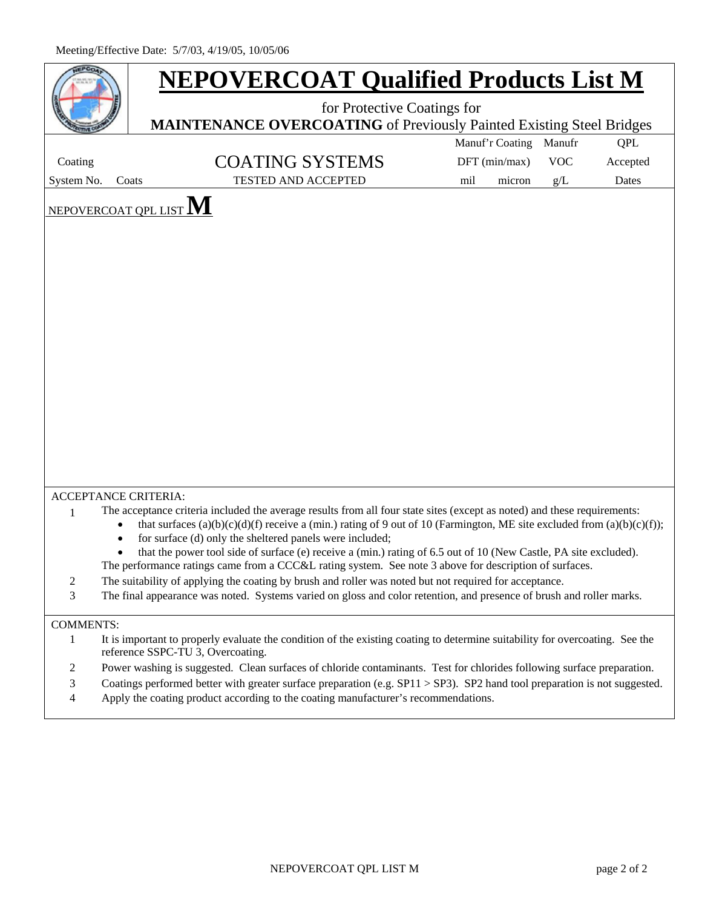Meeting/Effective Date: 5/7/03, 4/19/05, 10/05/06

# NEPOVERCOAT Qualified Products List M

for Protective Coatings for

**MAINTENANCE OVERCOATING** of Previously Painted Existing Steel Bridges

| Coating System No. | Coats | COATING SYSTEMS TESTED AND ACCEPTED | Manuf'r Coating DFT (min/max) mil | micron | Manufr VOC g/L | QPL Accepted Dates |
|---|---|---|---|---|---|---|

NEPOVERCOAT QPL LIST **M**

ACCEPTANCE CRITERIA:

1. The acceptance criteria included the average results from all four state sites (except as noted) and these requirements:
   - that surfaces (a)(b)(c)(d)(f) receive a (min.) rating of 9 out of 10 (Farmington, ME site excluded from (a)(b)(c)(f));
   - for surface (d) only the sheltered panels were included;
   - that the power tool side of surface (e) receive a (min.) rating of 6.5 out of 10 (New Castle, PA site excluded).

   The performance ratings came from a CCC&L rating system. See note 3 above for description of surfaces.
2. The suitability of applying the coating by brush and roller was noted but not required for acceptance.
3. The final appearance was noted. Systems varied on gloss and color retention, and presence of brush and roller marks.

COMMENTS:

1. It is important to properly evaluate the condition of the existing coating to determine suitability for overcoating. See the reference SSPC-TU 3, Overcoating.
2. Power washing is suggested. Clean surfaces of chloride contaminants. Test for chlorides following surface preparation.
3. Coatings performed better with greater surface preparation (e.g. SP11 > SP3). SP2 hand tool preparation is not suggested.
4. Apply the coating product according to the coating manufacturer's recommendations.